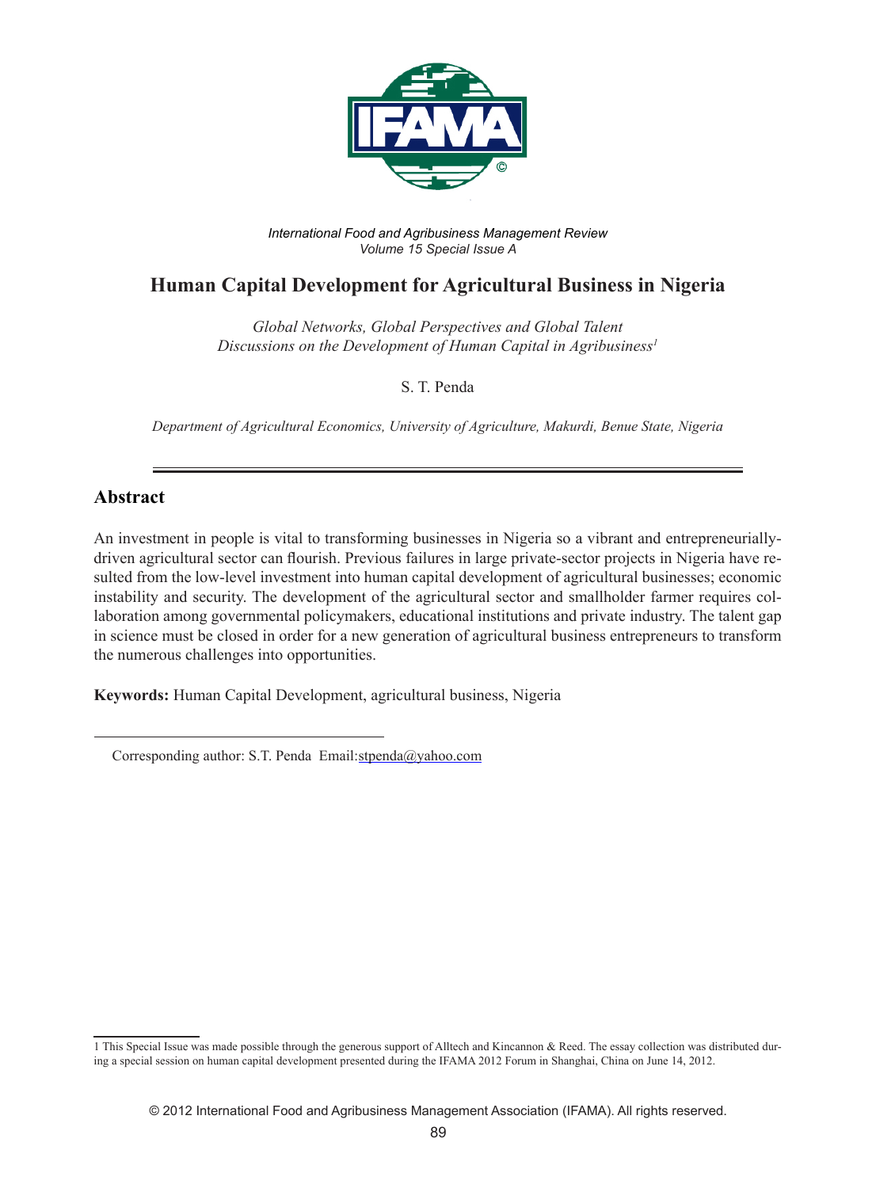*International Food and Agribusiness Management Review*
*Volume 15 Special Issue A*

# Human Capital Development for Agricultural Business in Nigeria

*Global Networks, Global Perspectives and Global Talent*
*Discussions on the Development of Human Capital in Agribusiness*[1]

S. T. Penda

*Department of Agricultural Economics, University of Agriculture, Makurdi, Benue State, Nigeria*

---

## Abstract

An investment in people is vital to transforming businesses in Nigeria so a vibrant and entrepreneurially-driven agricultural sector can flourish. Previous failures in large private-sector projects in Nigeria have resulted from the low-level investment into human capital development of agricultural businesses; economic instability and security. The development of the agricultural sector and smallholder farmer requires collaboration among governmental policymakers, educational institutions and private industry. The talent gap in science must be closed in order for a new generation of agricultural business entrepreneurs to transform the numerous challenges into opportunities.

**Keywords:** Human Capital Development, agricultural business, Nigeria

---

Corresponding author: S.T. Penda Email:stpenda@yahoo.com

---

1 This Special Issue was made possible through the generous support of Alltech and Kincannon & Reed. The essay collection was distributed during a special session on human capital development presented during the IFAMA 2012 Forum in Shanghai, China on June 14, 2012.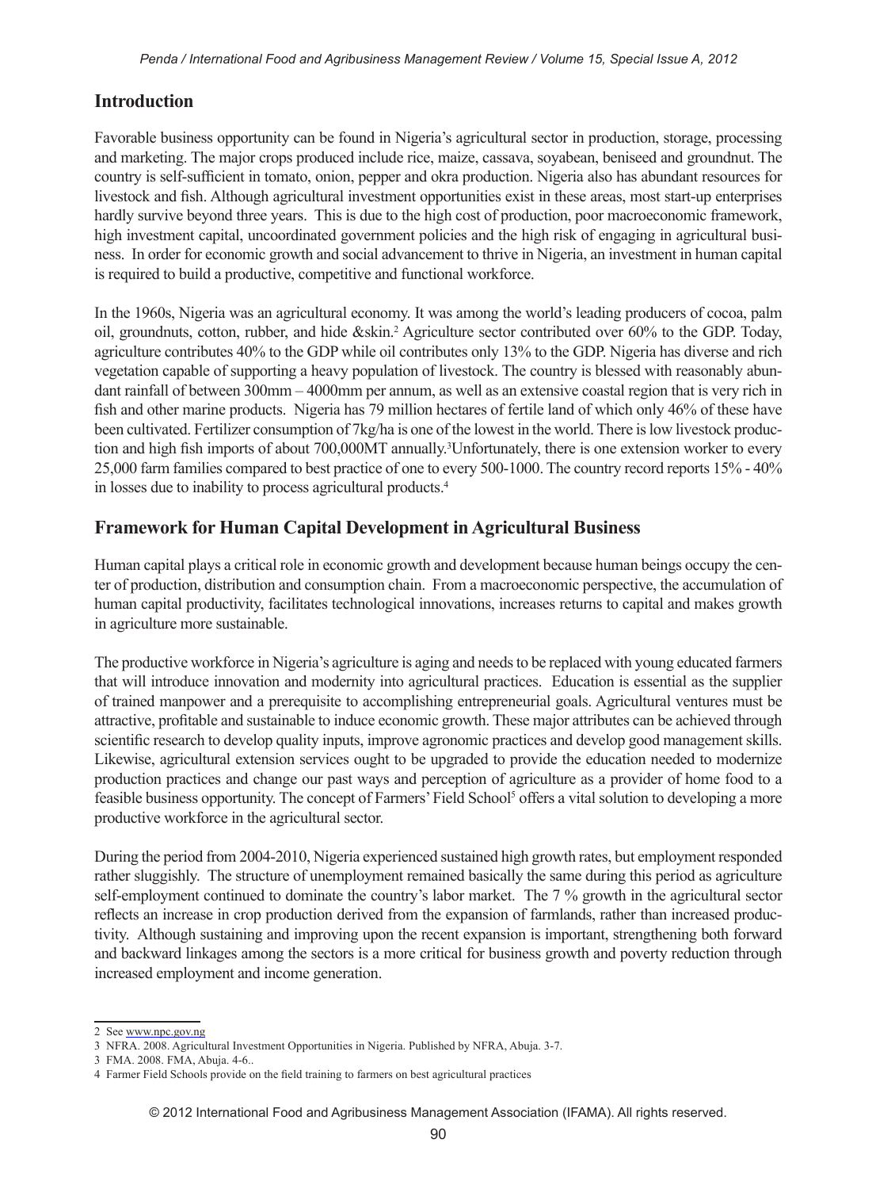## Introduction

Favorable business opportunity can be found in Nigeria's agricultural sector in production, storage, processing and marketing. The major crops produced include rice, maize, cassava, soyabean, beniseed and groundnut. The country is self-sufficient in tomato, onion, pepper and okra production. Nigeria also has abundant resources for livestock and fish. Although agricultural investment opportunities exist in these areas, most start-up enterprises hardly survive beyond three years. This is due to the high cost of production, poor macroeconomic framework, high investment capital, uncoordinated government policies and the high risk of engaging in agricultural business. In order for economic growth and social advancement to thrive in Nigeria, an investment in human capital is required to build a productive, competitive and functional workforce.

In the 1960s, Nigeria was an agricultural economy. It was among the world's leading producers of cocoa, palm oil, groundnuts, cotton, rubber, and hide &skin.[2] Agriculture sector contributed over 60% to the GDP. Today, agriculture contributes 40% to the GDP while oil contributes only 13% to the GDP. Nigeria has diverse and rich vegetation capable of supporting a heavy population of livestock. The country is blessed with reasonably abundant rainfall of between 300mm – 4000mm per annum, as well as an extensive coastal region that is very rich in fish and other marine products. Nigeria has 79 million hectares of fertile land of which only 46% of these have been cultivated. Fertilizer consumption of 7kg/ha is one of the lowest in the world. There is low livestock production and high fish imports of about 700,000MT annually.[3]Unfortunately, there is one extension worker to every 25,000 farm families compared to best practice of one to every 500-1000. The country record reports 15% - 40% in losses due to inability to process agricultural products.[4]

## Framework for Human Capital Development in Agricultural Business

Human capital plays a critical role in economic growth and development because human beings occupy the center of production, distribution and consumption chain. From a macroeconomic perspective, the accumulation of human capital productivity, facilitates technological innovations, increases returns to capital and makes growth in agriculture more sustainable.

The productive workforce in Nigeria's agriculture is aging and needs to be replaced with young educated farmers that will introduce innovation and modernity into agricultural practices. Education is essential as the supplier of trained manpower and a prerequisite to accomplishing entrepreneurial goals. Agricultural ventures must be attractive, profitable and sustainable to induce economic growth. These major attributes can be achieved through scientific research to develop quality inputs, improve agronomic practices and develop good management skills. Likewise, agricultural extension services ought to be upgraded to provide the education needed to modernize production practices and change our past ways and perception of agriculture as a provider of home food to a feasible business opportunity. The concept of Farmers' Field School[5] offers a vital solution to developing a more productive workforce in the agricultural sector.

During the period from 2004-2010, Nigeria experienced sustained high growth rates, but employment responded rather sluggishly. The structure of unemployment remained basically the same during this period as agriculture self-employment continued to dominate the country's labor market. The 7 % growth in the agricultural sector reflects an increase in crop production derived from the expansion of farmlands, rather than increased productivity. Although sustaining and improving upon the recent expansion is important, strengthening both forward and backward linkages among the sectors is a more critical for business growth and poverty reduction through increased employment and income generation.

---

2 See www.npc.gov.ng

3 NFRA. 2008. Agricultural Investment Opportunities in Nigeria. Published by NFRA, Abuja. 3-7.

3 FMA. 2008. FMA, Abuja. 4-6..

4 Farmer Field Schools provide on the field training to farmers on best agricultural practices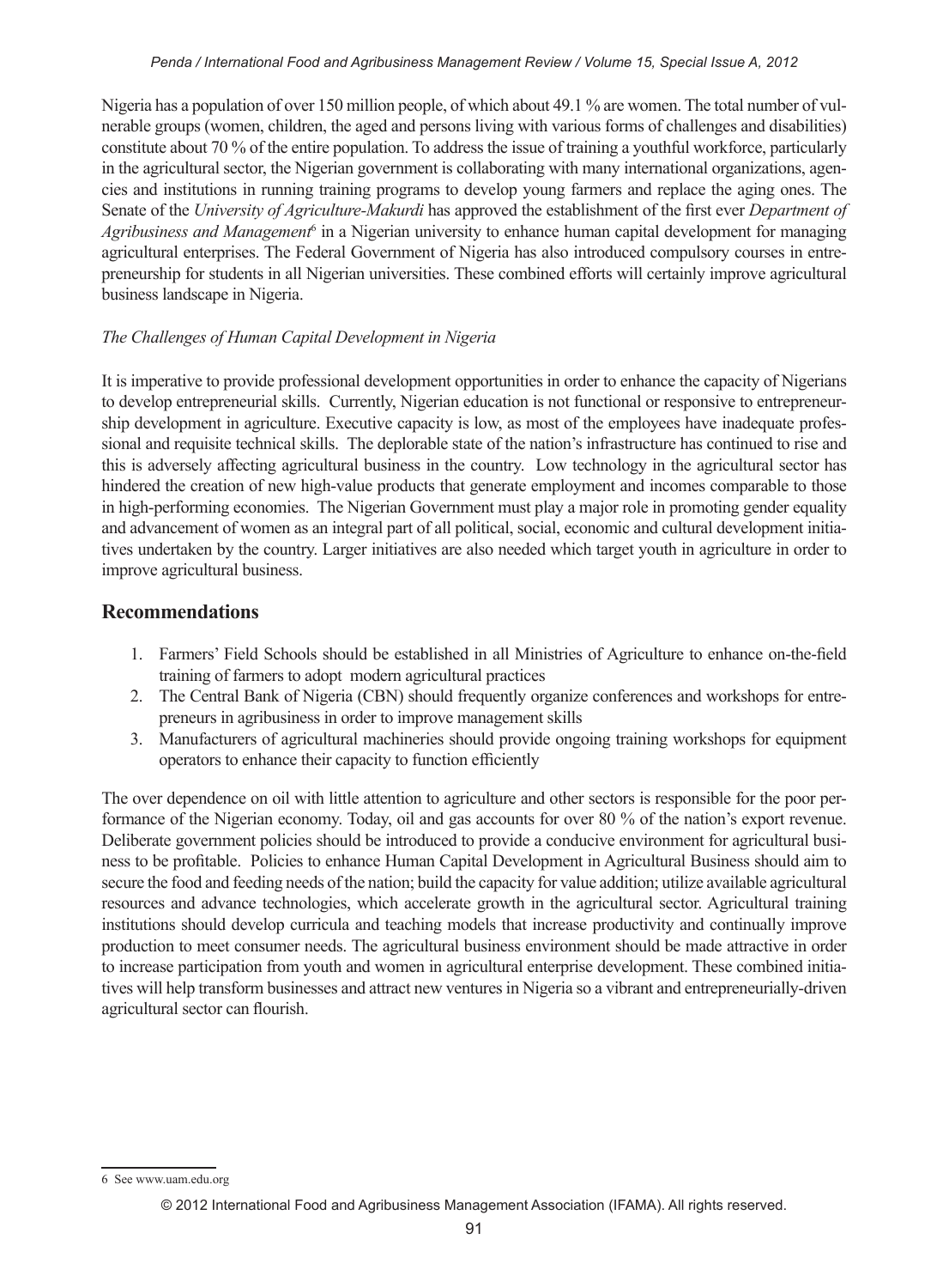Nigeria has a population of over 150 million people, of which about 49.1 % are women. The total number of vulnerable groups (women, children, the aged and persons living with various forms of challenges and disabilities) constitute about 70 % of the entire population. To address the issue of training a youthful workforce, particularly in the agricultural sector, the Nigerian government is collaborating with many international organizations, agencies and institutions in running training programs to develop young farmers and replace the aging ones. The Senate of the *University of Agriculture-Makurdi* has approved the establishment of the first ever *Department of Agribusiness and Management*[6] in a Nigerian university to enhance human capital development for managing agricultural enterprises. The Federal Government of Nigeria has also introduced compulsory courses in entrepreneurship for students in all Nigerian universities. These combined efforts will certainly improve agricultural business landscape in Nigeria.

*The Challenges of Human Capital Development in Nigeria*

It is imperative to provide professional development opportunities in order to enhance the capacity of Nigerians to develop entrepreneurial skills. Currently, Nigerian education is not functional or responsive to entrepreneurship development in agriculture. Executive capacity is low, as most of the employees have inadequate professional and requisite technical skills. The deplorable state of the nation's infrastructure has continued to rise and this is adversely affecting agricultural business in the country. Low technology in the agricultural sector has hindered the creation of new high-value products that generate employment and incomes comparable to those in high-performing economies. The Nigerian Government must play a major role in promoting gender equality and advancement of women as an integral part of all political, social, economic and cultural development initiatives undertaken by the country. Larger initiatives are also needed which target youth in agriculture in order to improve agricultural business.

## Recommendations

1. Farmers' Field Schools should be established in all Ministries of Agriculture to enhance on-the-field training of farmers to adopt modern agricultural practices
2. The Central Bank of Nigeria (CBN) should frequently organize conferences and workshops for entrepreneurs in agribusiness in order to improve management skills
3. Manufacturers of agricultural machineries should provide ongoing training workshops for equipment operators to enhance their capacity to function efficiently

The over dependence on oil with little attention to agriculture and other sectors is responsible for the poor performance of the Nigerian economy. Today, oil and gas accounts for over 80 % of the nation's export revenue. Deliberate government policies should be introduced to provide a conducive environment for agricultural business to be profitable. Policies to enhance Human Capital Development in Agricultural Business should aim to secure the food and feeding needs of the nation; build the capacity for value addition; utilize available agricultural resources and advance technologies, which accelerate growth in the agricultural sector. Agricultural training institutions should develop curricula and teaching models that increase productivity and continually improve production to meet consumer needs. The agricultural business environment should be made attractive in order to increase participation from youth and women in agricultural enterprise development. These combined initiatives will help transform businesses and attract new ventures in Nigeria so a vibrant and entrepreneurially-driven agricultural sector can flourish.

---

6 See www.uam.edu.org

© 2012 International Food and Agribusiness Management Association (IFAMA). All rights reserved.